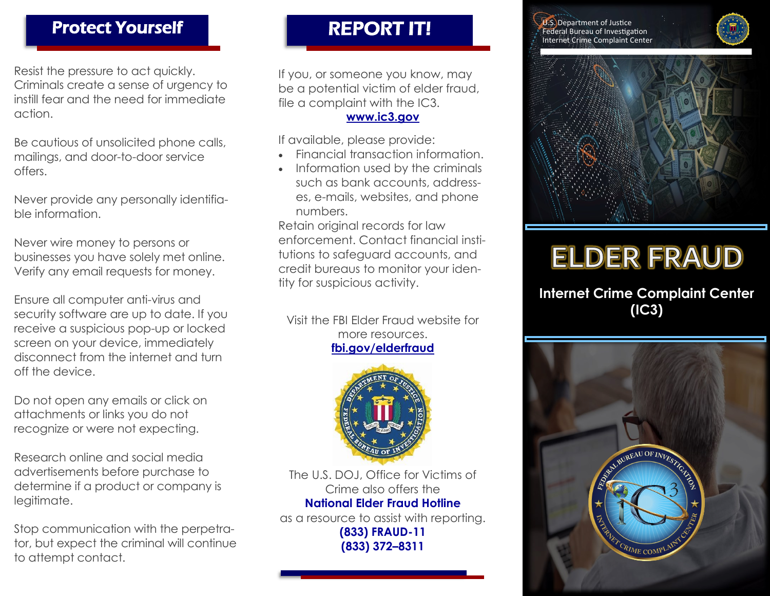## Protect Yourself

Resist the pressure to act quickly. Criminals create a sense of urgency to instill fear and the need for immediate action.

Be cautious of unsolicited phone calls, mailings, and door-to-door service offers.

Never provide any personally identifiable information.

Never wire money to persons or businesses you have solely met online. Verify any email requests for money.

Ensure all computer anti-virus and security software are up to date. If you receive a suspicious pop-up or locked screen on your device, immediately disconnect from the internet and turn off the device.

Do not open any emails or click on attachments or links you do not recognize or were not expecting.

Research online and social media advertisements before purchase to determine if a product or company is legitimate.

Stop communication with the perpetrator, but expect the criminal will continue to attempt contact.

## REPORT IT!

If you, or someone you know, may be a potential victim of elder fraud, file a complaint with the IC3.
**www.ic3.gov**

If available, please provide:

- Financial transaction information.
- Information used by the criminals such as bank accounts, addresses, e-mails, websites, and phone numbers.

Retain original records for law enforcement. Contact financial institutions to safeguard accounts, and credit bureaus to monitor your identity for suspicious activity.

Visit the FBI Elder Fraud website for more resources.
**fbi.gov/elderfraud**

The U.S. DOJ, Office for Victims of Crime also offers the
**National Elder Fraud Hotline**
as a resource to assist with reporting.
**(833) FRAUD-11**
**(833) 372–8311**

U.S. Department of Justice
Federal Bureau of Investigation
Internet Crime Complaint Center

# ELDER FRAUD

**Internet Crime Complaint Center (IC3)**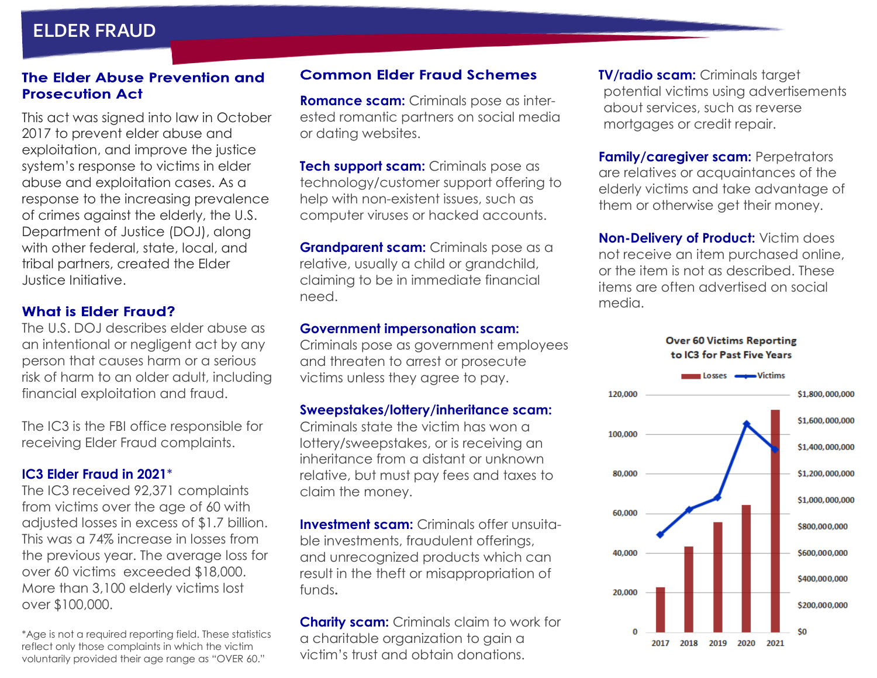# ELDER FRAUD

### The Elder Abuse Prevention and Prosecution Act

This act was signed into law in October 2017 to prevent elder abuse and exploitation, and improve the justice system's response to victims in elder abuse and exploitation cases. As a response to the increasing prevalence of crimes against the elderly, the U.S. Department of Justice (DOJ), along with other federal, state, local, and tribal partners, created the Elder Justice Initiative.

### What is Elder Fraud?

The U.S. DOJ describes elder abuse as an intentional or negligent act by any person that causes harm or a serious risk of harm to an older adult, including financial exploitation and fraud.

The IC3 is the FBI office responsible for receiving Elder Fraud complaints.

### IC3 Elder Fraud in 2021*

The IC3 received 92,371 complaints from victims over the age of 60 with adjusted losses in excess of $1.7 billion. This was a 74% increase in losses from the previous year. The average loss for over 60 victims exceeded $18,000. More than 3,100 elderly victims lost over $100,000.

*Age is not a required reporting field. These statistics reflect only those complaints in which the victim voluntarily provided their age range as "OVER 60."

### Common Elder Fraud Schemes

**Romance scam:** Criminals pose as interested romantic partners on social media or dating websites.

**Tech support scam:** Criminals pose as technology/customer support offering to help with non-existent issues, such as computer viruses or hacked accounts.

**Grandparent scam:** Criminals pose as a relative, usually a child or grandchild, claiming to be in immediate financial need.

**Government impersonation scam:** Criminals pose as government employees and threaten to arrest or prosecute victims unless they agree to pay.

**Sweepstakes/lottery/inheritance scam:** Criminals state the victim has won a lottery/sweepstakes, or is receiving an inheritance from a distant or unknown relative, but must pay fees and taxes to claim the money.

**Investment scam:** Criminals offer unsuitable investments, fraudulent offerings, and unrecognized products which can result in the theft or misappropriation of funds.

**Charity scam:** Criminals claim to work for a charitable organization to gain a victim's trust and obtain donations.

**TV/radio scam:** Criminals target potential victims using advertisements about services, such as reverse mortgages or credit repair.

**Family/caregiver scam:** Perpetrators are relatives or acquaintances of the elderly victims and take advantage of them or otherwise get their money.

**Non-Delivery of Product:** Victim does not receive an item purchased online, or the item is not as described. These items are often advertised on social media.

Over 60 Victims Reporting to IC3 for Past Five Years

Losses  Victims

120,000
100,000
80,000
60,000
40,000
20,000
0

$1,800,000,000
$1,600,000,000
$1,400,000,000
$1,200,000,000
$1,000,000,000
$800,000,000
$600,000,000
$400,000,000
$200,000,000
$0

2017 2018 2019 2020 2021